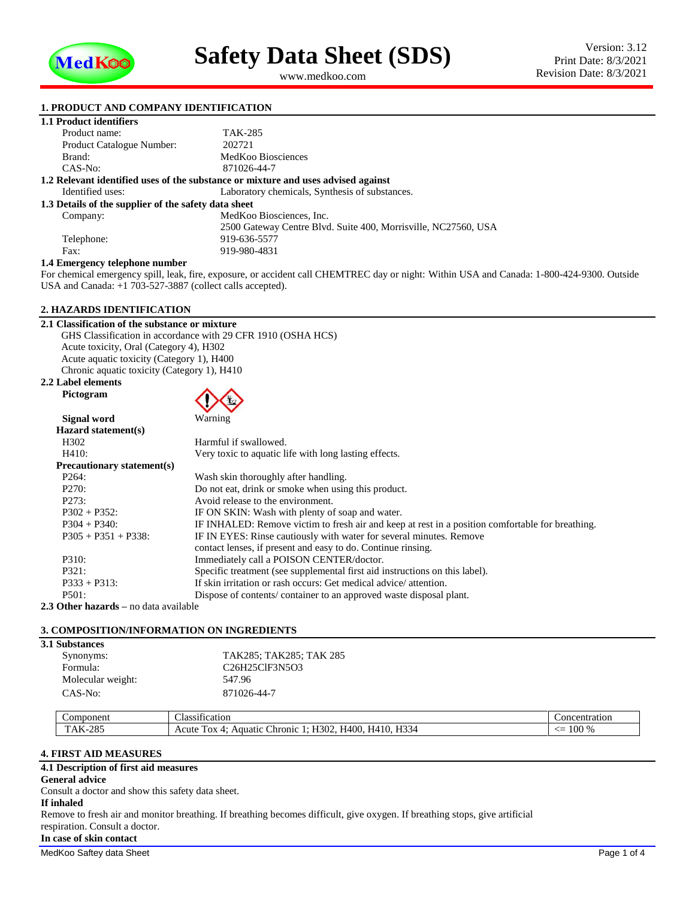# Safety Data Sheet (SDS)

www.medkoo.com

Version: 3.12
Print Date: 8/3/2021
Revision Date: 8/3/2021

## 1. PRODUCT AND COMPANY IDENTIFICATION

### 1.1 Product identifiers

| | |
|---|---|
| Product name: | TAK-285 |
| Product Catalogue Number: | 202721 |
| Brand: | MedKoo Biosciences |
| CAS-No: | 871026-44-7 |

### 1.2 Relevant identified uses of the substance or mixture and uses advised against

Identified uses: Laboratory chemicals, Synthesis of substances.

### 1.3 Details of the supplier of the safety data sheet

| | |
|---|---|
| Company: | MedKoo Biosciences, Inc. 2500 Gateway Centre Blvd. Suite 400, Morrisville, NC27560, USA |
| Telephone: | 919-636-5577 |
| Fax: | 919-980-4831 |

### 1.4 Emergency telephone number

For chemical emergency spill, leak, fire, exposure, or accident call CHEMTREC day or night: Within USA and Canada: 1-800-424-9300. Outside USA and Canada: +1 703-527-3887 (collect calls accepted).

## 2. HAZARDS IDENTIFICATION

### 2.1 Classification of the substance or mixture

GHS Classification in accordance with 29 CFR 1910 (OSHA HCS)
Acute toxicity, Oral (Category 4), H302
Acute aquatic toxicity (Category 1), H400
Chronic aquatic toxicity (Category 1), H410

### 2.2 Label elements

**Pictogram**

**Signal word** Warning

**Hazard statement(s)**

| | |
|---|---|
| H302 | Harmful if swallowed. |
| H410: | Very toxic to aquatic life with long lasting effects. |

**Precautionary statement(s)**

| | |
|---|---|
| P264: | Wash skin thoroughly after handling. |
| P270: | Do not eat, drink or smoke when using this product. |
| P273: | Avoid release to the environment. |
| P302 + P352: | IF ON SKIN: Wash with plenty of soap and water. |
| P304 + P340: | IF INHALED: Remove victim to fresh air and keep at rest in a position comfortable for breathing. |
| P305 + P351 + P338: | IF IN EYES: Rinse cautiously with water for several minutes. Remove contact lenses, if present and easy to do. Continue rinsing. |
| P310: | Immediately call a POISON CENTER/doctor. |
| P321: | Specific treatment (see supplemental first aid instructions on this label). |
| P333 + P313: | If skin irritation or rash occurs: Get medical advice/ attention. |
| P501: | Dispose of contents/ container to an approved waste disposal plant. |

**2.3 Other hazards** – no data available

## 3. COMPOSITION/INFORMATION ON INGREDIENTS

### 3.1 Substances

| | |
|---|---|
| Synonyms: | TAK285; TAK285; TAK 285 |
| Formula: | $C_{26}H_{25}ClF_3N_5O_3$ |
| Molecular weight: | 547.96 |
| CAS-No: | 871026-44-7 |

| Component | Classification | Concentration |
|---|---|---|
| TAK-285 | Acute Tox 4; Aquatic Chronic 1; H302, H400, H410, H334 | <= 100 % |

## 4. FIRST AID MEASURES

### 4.1 Description of first aid measures

**General advice**

Consult a doctor and show this safety data sheet.

**If inhaled**

Remove to fresh air and monitor breathing. If breathing becomes difficult, give oxygen. If breathing stops, give artificial respiration. Consult a doctor.

**In case of skin contact**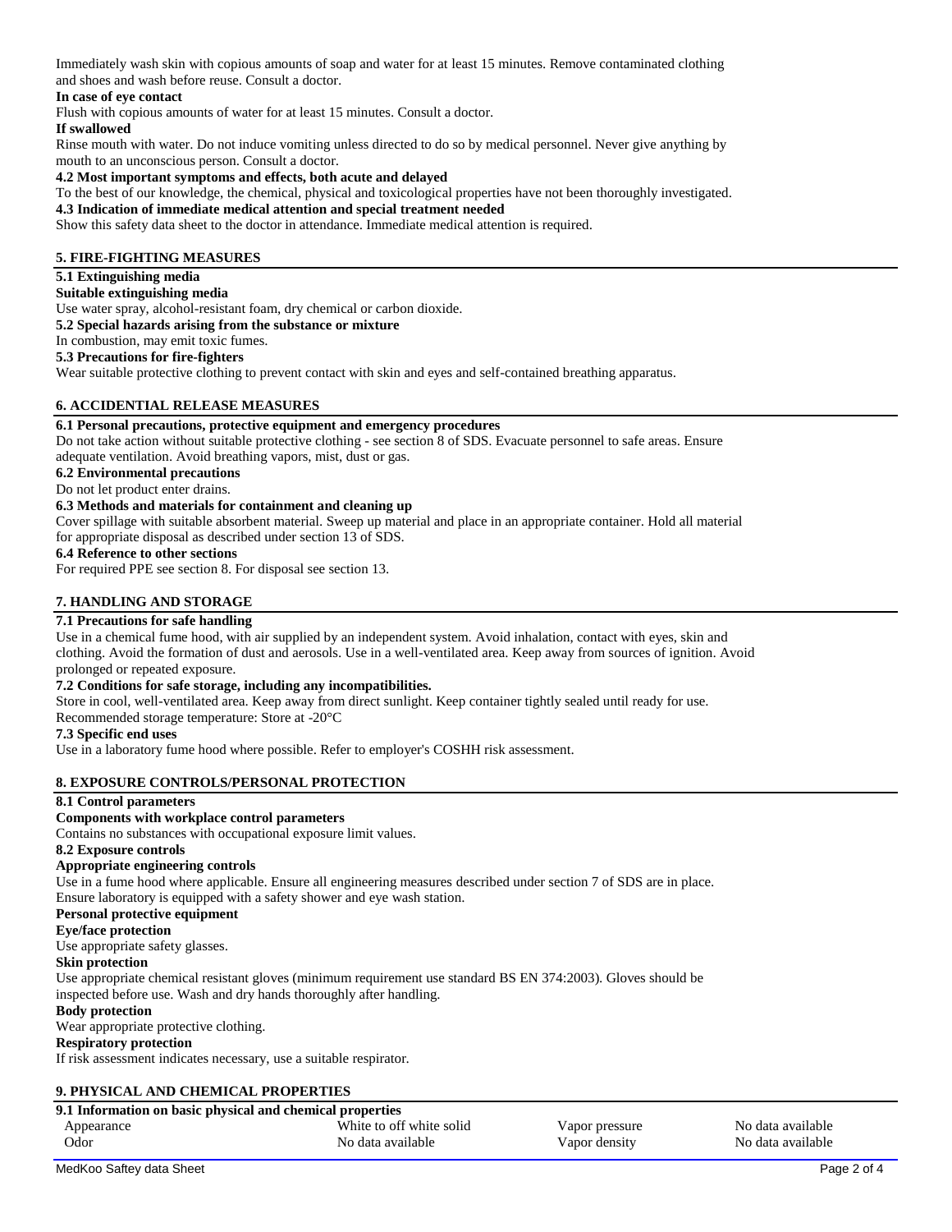Immediately wash skin with copious amounts of soap and water for at least 15 minutes. Remove contaminated clothing and shoes and wash before reuse. Consult a doctor.

**In case of eye contact**

Flush with copious amounts of water for at least 15 minutes. Consult a doctor.

**If swallowed**

Rinse mouth with water. Do not induce vomiting unless directed to do so by medical personnel. Never give anything by mouth to an unconscious person. Consult a doctor.

**4.2 Most important symptoms and effects, both acute and delayed**

To the best of our knowledge, the chemical, physical and toxicological properties have not been thoroughly investigated.

**4.3 Indication of immediate medical attention and special treatment needed**

Show this safety data sheet to the doctor in attendance. Immediate medical attention is required.

## 5. FIRE-FIGHTING MEASURES

**5.1 Extinguishing media**

**Suitable extinguishing media**

Use water spray, alcohol-resistant foam, dry chemical or carbon dioxide.

**5.2 Special hazards arising from the substance or mixture**

In combustion, may emit toxic fumes.

**5.3 Precautions for fire-fighters**

Wear suitable protective clothing to prevent contact with skin and eyes and self-contained breathing apparatus.

## 6. ACCIDENTIAL RELEASE MEASURES

**6.1 Personal precautions, protective equipment and emergency procedures**

Do not take action without suitable protective clothing - see section 8 of SDS. Evacuate personnel to safe areas. Ensure adequate ventilation. Avoid breathing vapors, mist, dust or gas.

**6.2 Environmental precautions**

Do not let product enter drains.

**6.3 Methods and materials for containment and cleaning up**

Cover spillage with suitable absorbent material. Sweep up material and place in an appropriate container. Hold all material for appropriate disposal as described under section 13 of SDS.

**6.4 Reference to other sections**

For required PPE see section 8. For disposal see section 13.

## 7. HANDLING AND STORAGE

**7.1 Precautions for safe handling**

Use in a chemical fume hood, with air supplied by an independent system. Avoid inhalation, contact with eyes, skin and clothing. Avoid the formation of dust and aerosols. Use in a well-ventilated area. Keep away from sources of ignition. Avoid prolonged or repeated exposure.

**7.2 Conditions for safe storage, including any incompatibilities.**

Store in cool, well-ventilated area. Keep away from direct sunlight. Keep container tightly sealed until ready for use.
Recommended storage temperature: Store at -20°C

**7.3 Specific end uses**

Use in a laboratory fume hood where possible. Refer to employer's COSHH risk assessment.

## 8. EXPOSURE CONTROLS/PERSONAL PROTECTION

**8.1 Control parameters**

**Components with workplace control parameters**

Contains no substances with occupational exposure limit values.

**8.2 Exposure controls**

**Appropriate engineering controls**

Use in a fume hood where applicable. Ensure all engineering measures described under section 7 of SDS are in place. Ensure laboratory is equipped with a safety shower and eye wash station.

**Personal protective equipment**

**Eye/face protection**

Use appropriate safety glasses.

**Skin protection**

Use appropriate chemical resistant gloves (minimum requirement use standard BS EN 374:2003). Gloves should be inspected before use. Wash and dry hands thoroughly after handling.

**Body protection**

Wear appropriate protective clothing.

**Respiratory protection**

If risk assessment indicates necessary, use a suitable respirator.

## 9. PHYSICAL AND CHEMICAL PROPERTIES

**9.1 Information on basic physical and chemical properties**

| | | | |
|---|---|---|---|
| Appearance | White to off white solid | Vapor pressure | No data available |
| Odor | No data available | Vapor density | No data available |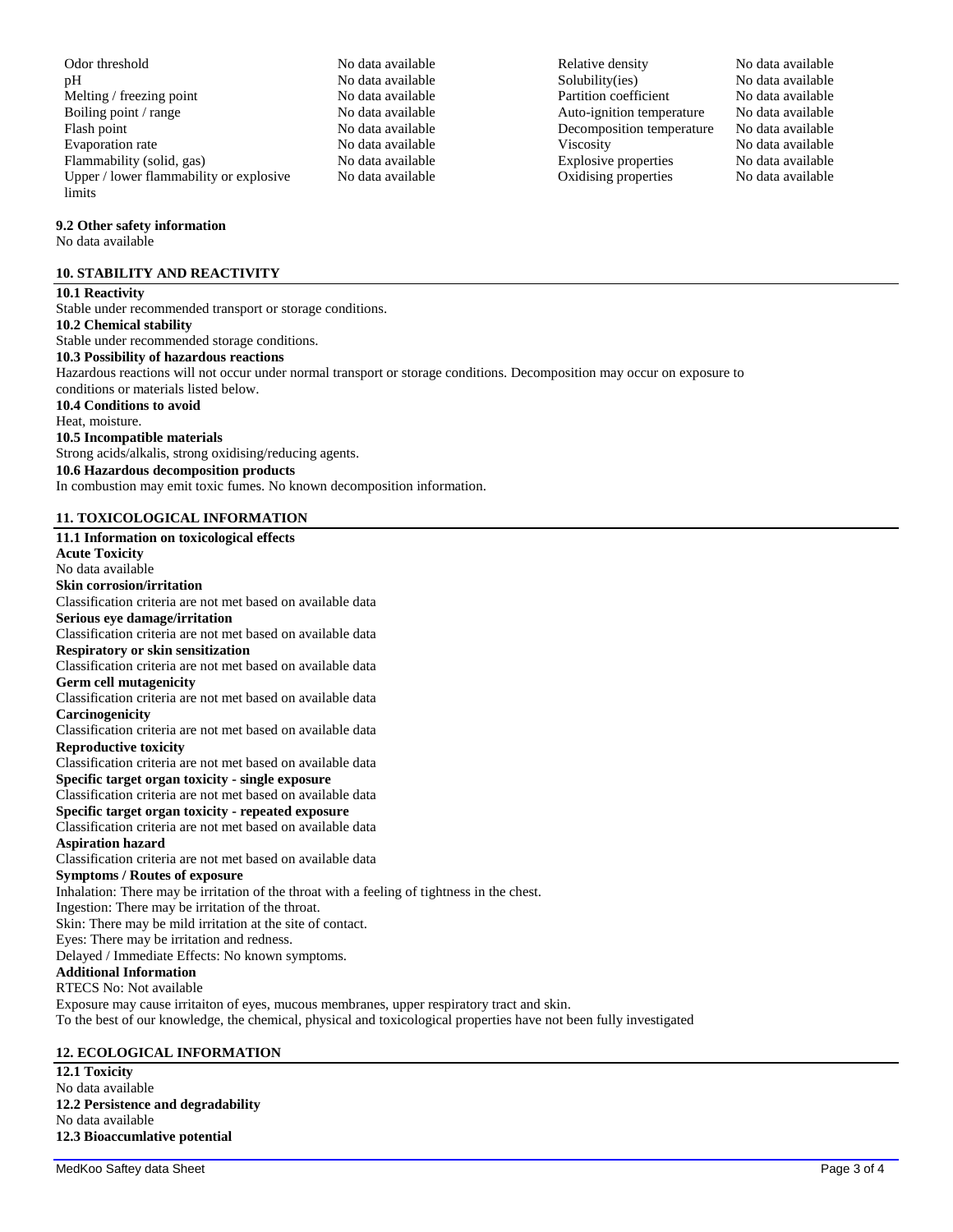| | | | |
|---|---|---|---|
| Odor threshold | No data available | Relative density | No data available |
| pH | No data available | Solubility(ies) | No data available |
| Melting / freezing point | No data available | Partition coefficient | No data available |
| Boiling point / range | No data available | Auto-ignition temperature | No data available |
| Flash point | No data available | Decomposition temperature | No data available |
| Evaporation rate | No data available | Viscosity | No data available |
| Flammability (solid, gas) | No data available | Explosive properties | No data available |
| Upper / lower flammability or explosive limits | No data available | Oxidising properties | No data available |

**9.2 Other safety information**
No data available

## 10. STABILITY AND REACTIVITY

**10.1 Reactivity**
Stable under recommended transport or storage conditions.
**10.2 Chemical stability**
Stable under recommended storage conditions.
**10.3 Possibility of hazardous reactions**
Hazardous reactions will not occur under normal transport or storage conditions. Decomposition may occur on exposure to conditions or materials listed below.
**10.4 Conditions to avoid**
Heat, moisture.
**10.5 Incompatible materials**
Strong acids/alkalis, strong oxidising/reducing agents.
**10.6 Hazardous decomposition products**
In combustion may emit toxic fumes. No known decomposition information.

## 11. TOXICOLOGICAL INFORMATION

**11.1 Information on toxicological effects**
**Acute Toxicity**
No data available
**Skin corrosion/irritation**
Classification criteria are not met based on available data
**Serious eye damage/irritation**
Classification criteria are not met based on available data
**Respiratory or skin sensitization**
Classification criteria are not met based on available data
**Germ cell mutagenicity**
Classification criteria are not met based on available data
**Carcinogenicity**
Classification criteria are not met based on available data
**Reproductive toxicity**
Classification criteria are not met based on available data
**Specific target organ toxicity - single exposure**
Classification criteria are not met based on available data
**Specific target organ toxicity - repeated exposure**
Classification criteria are not met based on available data
**Aspiration hazard**
Classification criteria are not met based on available data
**Symptoms / Routes of exposure**
Inhalation: There may be irritation of the throat with a feeling of tightness in the chest.
Ingestion: There may be irritation of the throat.
Skin: There may be mild irritation at the site of contact.
Eyes: There may be irritation and redness.
Delayed / Immediate Effects: No known symptoms.
**Additional Information**
RTECS No: Not available
Exposure may cause irritaiton of eyes, mucous membranes, upper respiratory tract and skin.
To the best of our knowledge, the chemical, physical and toxicological properties have not been fully investigated

## 12. ECOLOGICAL INFORMATION

**12.1 Toxicity**
No data available
**12.2 Persistence and degradability**
No data available
**12.3 Bioaccumlative potential**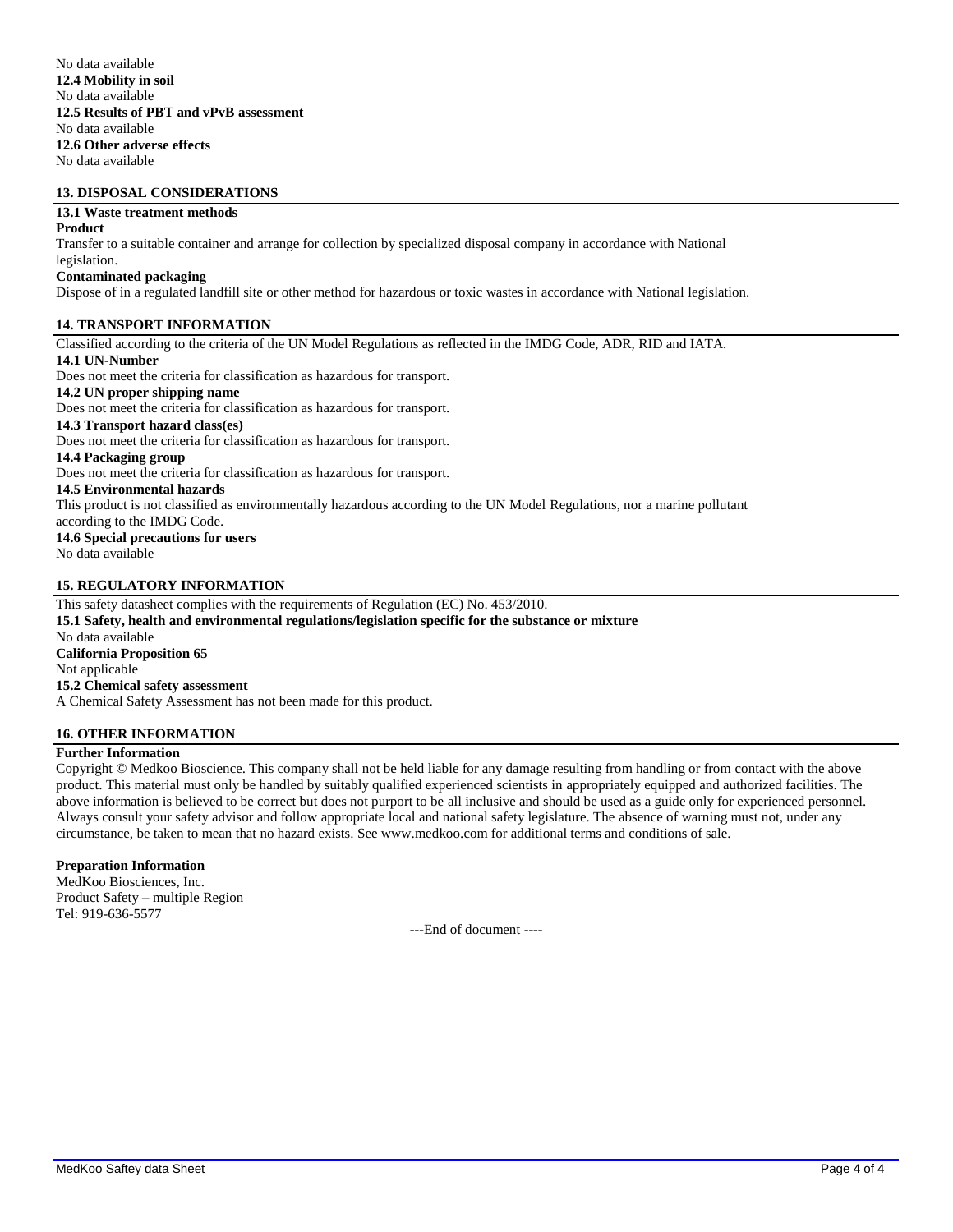No data available

**12.4 Mobility in soil**

No data available

**12.5 Results of PBT and vPvB assessment**

No data available

**12.6 Other adverse effects**

No data available

## 13. DISPOSAL CONSIDERATIONS

**13.1 Waste treatment methods**

**Product**

Transfer to a suitable container and arrange for collection by specialized disposal company in accordance with National legislation.

**Contaminated packaging**

Dispose of in a regulated landfill site or other method for hazardous or toxic wastes in accordance with National legislation.

## 14. TRANSPORT INFORMATION

Classified according to the criteria of the UN Model Regulations as reflected in the IMDG Code, ADR, RID and IATA.

**14.1 UN-Number**

Does not meet the criteria for classification as hazardous for transport.

**14.2 UN proper shipping name**

Does not meet the criteria for classification as hazardous for transport.

**14.3 Transport hazard class(es)**

Does not meet the criteria for classification as hazardous for transport.

**14.4 Packaging group**

Does not meet the criteria for classification as hazardous for transport.

**14.5 Environmental hazards**

This product is not classified as environmentally hazardous according to the UN Model Regulations, nor a marine pollutant according to the IMDG Code.

**14.6 Special precautions for users**

No data available

## 15. REGULATORY INFORMATION

This safety datasheet complies with the requirements of Regulation (EC) No. 453/2010.

**15.1 Safety, health and environmental regulations/legislation specific for the substance or mixture**

No data available

**California Proposition 65**

Not applicable

**15.2 Chemical safety assessment**

A Chemical Safety Assessment has not been made for this product.

## 16. OTHER INFORMATION

**Further Information**

Copyright © Medkoo Bioscience. This company shall not be held liable for any damage resulting from handling or from contact with the above product. This material must only be handled by suitably qualified experienced scientists in appropriately equipped and authorized facilities. The above information is believed to be correct but does not purport to be all inclusive and should be used as a guide only for experienced personnel. Always consult your safety advisor and follow appropriate local and national safety legislature. The absence of warning must not, under any circumstance, be taken to mean that no hazard exists. See www.medkoo.com for additional terms and conditions of sale.

**Preparation Information**

MedKoo Biosciences, Inc.
Product Safety – multiple Region
Tel: 919-636-5577

---End of document ----